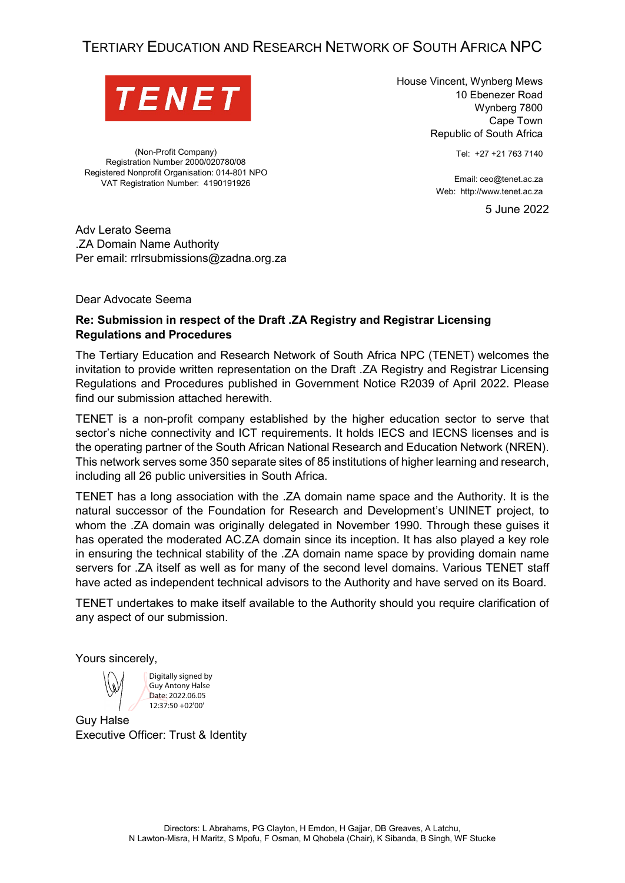# TERTIARY EDUCATION AND RESEARCH NETWORK OF SOUTH AFRICA NPC

**TENET**

(Non-Profit Company)
Registration Number 2000/020780/08
Registered Nonprofit Organisation: 014-801 NPO
VAT Registration Number: 4190191926

House Vincent, Wynberg Mews
10 Ebenezer Road
Wynberg 7800
Cape Town
Republic of South Africa

Tel: +27 +21 763 7140

Email: ceo@tenet.ac.za
Web: http://www.tenet.ac.za

5 June 2022

Adv Lerato Seema
.ZA Domain Name Authority
Per email: rrlrsubmissions@zadna.org.za

Dear Advocate Seema

**Re: Submission in respect of the Draft .ZA Registry and Registrar Licensing Regulations and Procedures**

The Tertiary Education and Research Network of South Africa NPC (TENET) welcomes the invitation to provide written representation on the Draft .ZA Registry and Registrar Licensing Regulations and Procedures published in Government Notice R2039 of April 2022. Please find our submission attached herewith.

TENET is a non-profit company established by the higher education sector to serve that sector's niche connectivity and ICT requirements. It holds IECS and IECNS licenses and is the operating partner of the South African National Research and Education Network (NREN). This network serves some 350 separate sites of 85 institutions of higher learning and research, including all 26 public universities in South Africa.

TENET has a long association with the .ZA domain name space and the Authority. It is the natural successor of the Foundation for Research and Development's UNINET project, to whom the .ZA domain was originally delegated in November 1990. Through these guises it has operated the moderated AC.ZA domain since its inception. It has also played a key role in ensuring the technical stability of the .ZA domain name space by providing domain name servers for .ZA itself as well as for many of the second level domains. Various TENET staff have acted as independent technical advisors to the Authority and have served on its Board.

TENET undertakes to make itself available to the Authority should you require clarification of any aspect of our submission.

Yours sincerely,

Digitally signed by Guy Antony Halse
Date: 2022.06.05 12:37:50 +02'00'

Guy Halse
Executive Officer: Trust & Identity

Directors: L Abrahams, PG Clayton, H Emdon, H Gajjar, DB Greaves, A Latchu, N Lawton-Misra, H Maritz, S Mpofu, F Osman, M Qhobela (Chair), K Sibanda, B Singh, WF Stucke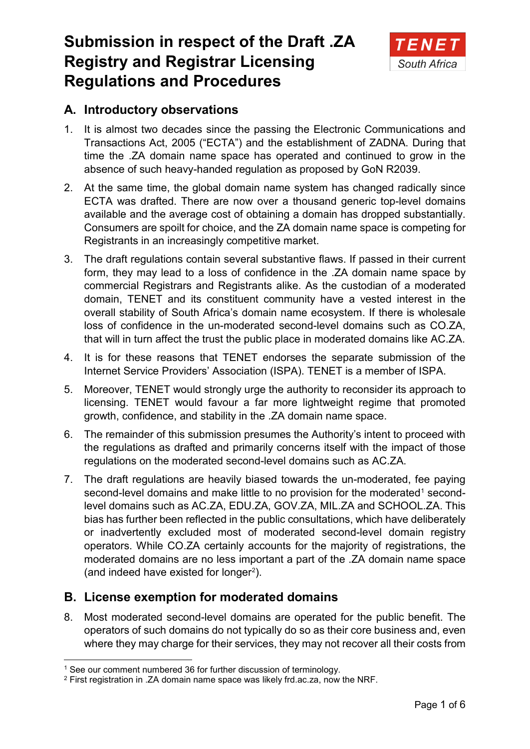# Submission in respect of the Draft .ZA Registry and Registrar Licensing Regulations and Procedures

TENET South Africa

## A. Introductory observations

1. It is almost two decades since the passing the Electronic Communications and Transactions Act, 2005 ("ECTA") and the establishment of ZADNA. During that time the .ZA domain name space has operated and continued to grow in the absence of such heavy-handed regulation as proposed by GoN R2039.

2. At the same time, the global domain name system has changed radically since ECTA was drafted. There are now over a thousand generic top-level domains available and the average cost of obtaining a domain has dropped substantially. Consumers are spoilt for choice, and the ZA domain name space is competing for Registrants in an increasingly competitive market.

3. The draft regulations contain several substantive flaws. If passed in their current form, they may lead to a loss of confidence in the .ZA domain name space by commercial Registrars and Registrants alike. As the custodian of a moderated domain, TENET and its constituent community have a vested interest in the overall stability of South Africa's domain name ecosystem. If there is wholesale loss of confidence in the un-moderated second-level domains such as CO.ZA, that will in turn affect the trust the public place in moderated domains like AC.ZA.

4. It is for these reasons that TENET endorses the separate submission of the Internet Service Providers' Association (ISPA). TENET is a member of ISPA.

5. Moreover, TENET would strongly urge the authority to reconsider its approach to licensing. TENET would favour a far more lightweight regime that promoted growth, confidence, and stability in the .ZA domain name space.

6. The remainder of this submission presumes the Authority's intent to proceed with the regulations as drafted and primarily concerns itself with the impact of those regulations on the moderated second-level domains such as AC.ZA.

7. The draft regulations are heavily biased towards the un-moderated, fee paying second-level domains and make little to no provision for the moderated[1] second-level domains such as AC.ZA, EDU.ZA, GOV.ZA, MIL.ZA and SCHOOL.ZA. This bias has further been reflected in the public consultations, which have deliberately or inadvertently excluded most of moderated second-level domain registry operators. While CO.ZA certainly accounts for the majority of registrations, the moderated domains are no less important a part of the .ZA domain name space (and indeed have existed for longer[2]).

## B. License exemption for moderated domains

8. Most moderated second-level domains are operated for the public benefit. The operators of such domains do not typically do so as their core business and, even where they may charge for their services, they may not recover all their costs from

[1] See our comment numbered 36 for further discussion of terminology.

[2] First registration in .ZA domain name space was likely frd.ac.za, now the NRF.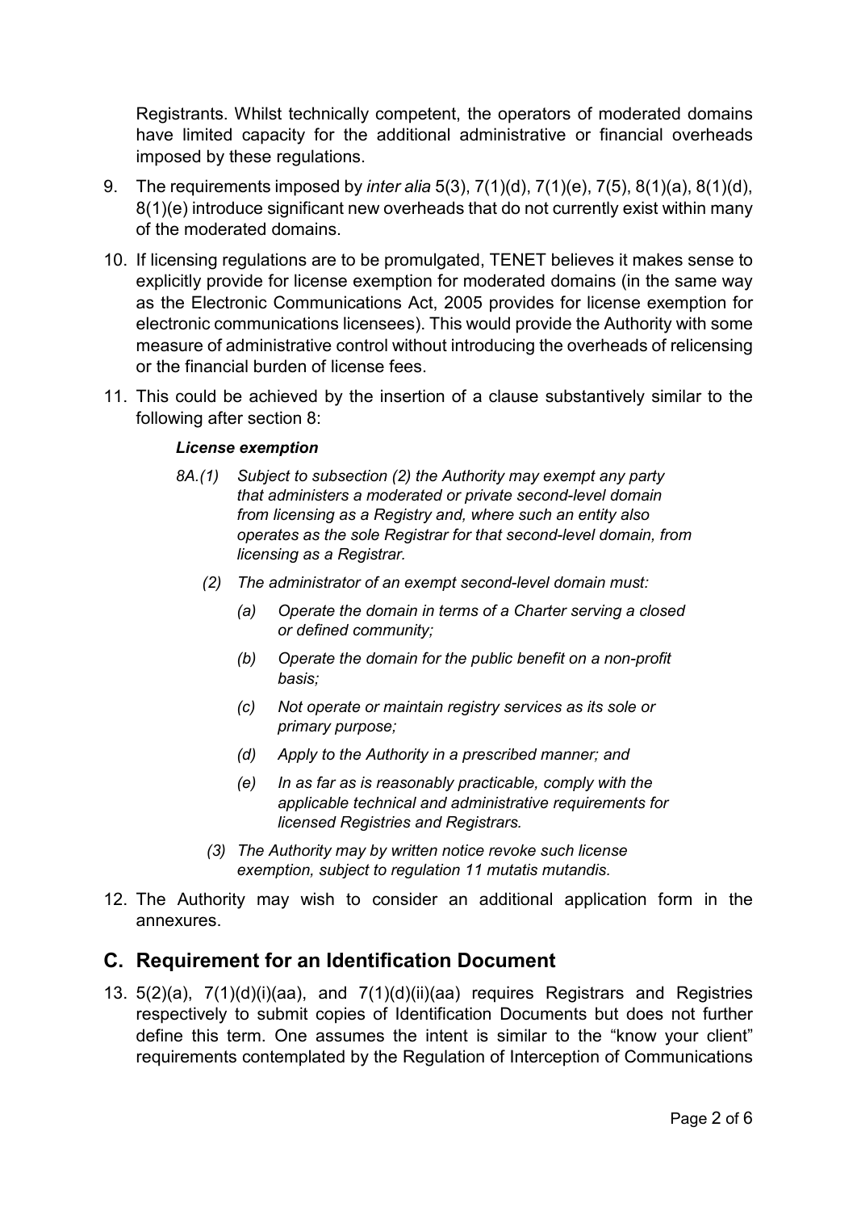Registrants. Whilst technically competent, the operators of moderated domains have limited capacity for the additional administrative or financial overheads imposed by these regulations.

9. The requirements imposed by *inter alia* 5(3), 7(1)(d), 7(1)(e), 7(5), 8(1)(a), 8(1)(d), 8(1)(e) introduce significant new overheads that do not currently exist within many of the moderated domains.

10. If licensing regulations are to be promulgated, TENET believes it makes sense to explicitly provide for license exemption for moderated domains (in the same way as the Electronic Communications Act, 2005 provides for license exemption for electronic communications licensees). This would provide the Authority with some measure of administrative control without introducing the overheads of relicensing or the financial burden of license fees.

11. This could be achieved by the insertion of a clause substantively similar to the following after section 8:

***License exemption***

*8A.(1) Subject to subsection (2) the Authority may exempt any party that administers a moderated or private second-level domain from licensing as a Registry and, where such an entity also operates as the sole Registrar for that second-level domain, from licensing as a Registrar.*

*(2) The administrator of an exempt second-level domain must:*

*(a) Operate the domain in terms of a Charter serving a closed or defined community;*

*(b) Operate the domain for the public benefit on a non-profit basis;*

*(c) Not operate or maintain registry services as its sole or primary purpose;*

*(d) Apply to the Authority in a prescribed manner; and*

*(e) In as far as is reasonably practicable, comply with the applicable technical and administrative requirements for licensed Registries and Registrars.*

*(3) The Authority may by written notice revoke such license exemption, subject to regulation 11 mutatis mutandis.*

12. The Authority may wish to consider an additional application form in the annexures.

## C. Requirement for an Identification Document

13. 5(2)(a), 7(1)(d)(i)(aa), and 7(1)(d)(ii)(aa) requires Registrars and Registries respectively to submit copies of Identification Documents but does not further define this term. One assumes the intent is similar to the "know your client" requirements contemplated by the Regulation of Interception of Communications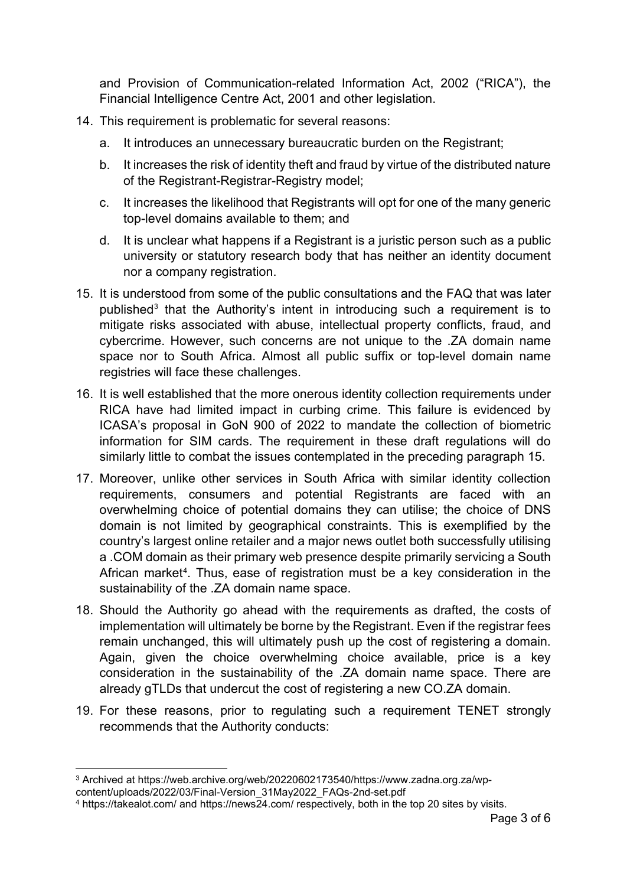and Provision of Communication-related Information Act, 2002 ("RICA"), the Financial Intelligence Centre Act, 2001 and other legislation.

14. This requirement is problematic for several reasons:
    a. It introduces an unnecessary bureaucratic burden on the Registrant;
    b. It increases the risk of identity theft and fraud by virtue of the distributed nature of the Registrant-Registrar-Registry model;
    c. It increases the likelihood that Registrants will opt for one of the many generic top-level domains available to them; and
    d. It is unclear what happens if a Registrant is a juristic person such as a public university or statutory research body that has neither an identity document nor a company registration.

15. It is understood from some of the public consultations and the FAQ that was later published[3] that the Authority's intent in introducing such a requirement is to mitigate risks associated with abuse, intellectual property conflicts, fraud, and cybercrime. However, such concerns are not unique to the .ZA domain name space nor to South Africa. Almost all public suffix or top-level domain name registries will face these challenges.

16. It is well established that the more onerous identity collection requirements under RICA have had limited impact in curbing crime. This failure is evidenced by ICASA's proposal in GoN 900 of 2022 to mandate the collection of biometric information for SIM cards. The requirement in these draft regulations will do similarly little to combat the issues contemplated in the preceding paragraph 15.

17. Moreover, unlike other services in South Africa with similar identity collection requirements, consumers and potential Registrants are faced with an overwhelming choice of potential domains they can utilise; the choice of DNS domain is not limited by geographical constraints. This is exemplified by the country's largest online retailer and a major news outlet both successfully utilising a .COM domain as their primary web presence despite primarily servicing a South African market[4]. Thus, ease of registration must be a key consideration in the sustainability of the .ZA domain name space.

18. Should the Authority go ahead with the requirements as drafted, the costs of implementation will ultimately be borne by the Registrant. Even if the registrar fees remain unchanged, this will ultimately push up the cost of registering a domain. Again, given the choice overwhelming choice available, price is a key consideration in the sustainability of the .ZA domain name space. There are already gTLDs that undercut the cost of registering a new CO.ZA domain.

19. For these reasons, prior to regulating such a requirement TENET strongly recommends that the Authority conducts:

---

[3] Archived at https://web.archive.org/web/20220602173540/https://www.zadna.org.za/wp-content/uploads/2022/03/Final-Version_31May2022_FAQs-2nd-set.pdf

[4] https://takealot.com/ and https://news24.com/ respectively, both in the top 20 sites by visits.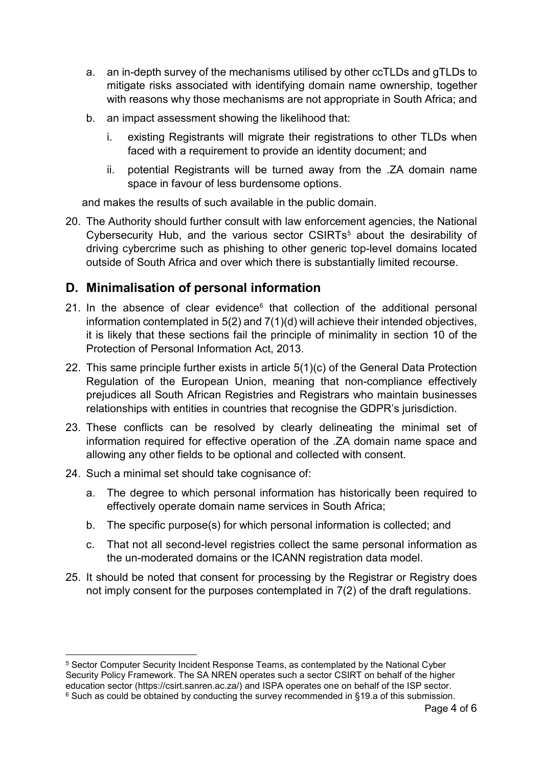a. an in-depth survey of the mechanisms utilised by other ccTLDs and gTLDs to mitigate risks associated with identifying domain name ownership, together with reasons why those mechanisms are not appropriate in South Africa; and

b. an impact assessment showing the likelihood that:

   i. existing Registrants will migrate their registrations to other TLDs when faced with a requirement to provide an identity document; and

   ii. potential Registrants will be turned away from the .ZA domain name space in favour of less burdensome options.

and makes the results of such available in the public domain.

20. The Authority should further consult with law enforcement agencies, the National Cybersecurity Hub, and the various sector CSIRTs[5] about the desirability of driving cybercrime such as phishing to other generic top-level domains located outside of South Africa and over which there is substantially limited recourse.

## D. Minimalisation of personal information

21. In the absence of clear evidence[6] that collection of the additional personal information contemplated in 5(2) and 7(1)(d) will achieve their intended objectives, it is likely that these sections fail the principle of minimality in section 10 of the Protection of Personal Information Act, 2013.

22. This same principle further exists in article 5(1)(c) of the General Data Protection Regulation of the European Union, meaning that non-compliance effectively prejudices all South African Registries and Registrars who maintain businesses relationships with entities in countries that recognise the GDPR's jurisdiction.

23. These conflicts can be resolved by clearly delineating the minimal set of information required for effective operation of the .ZA domain name space and allowing any other fields to be optional and collected with consent.

24. Such a minimal set should take cognisance of:

    a. The degree to which personal information has historically been required to effectively operate domain name services in South Africa;

    b. The specific purpose(s) for which personal information is collected; and

    c. That not all second-level registries collect the same personal information as the un-moderated domains or the ICANN registration data model.

25. It should be noted that consent for processing by the Registrar or Registry does not imply consent for the purposes contemplated in 7(2) of the draft regulations.

---

[5] Sector Computer Security Incident Response Teams, as contemplated by the National Cyber Security Policy Framework. The SA NREN operates such a sector CSIRT on behalf of the higher education sector (https://csirt.sanren.ac.za/) and ISPA operates one on behalf of the ISP sector.

[6] Such as could be obtained by conducting the survey recommended in §19.a of this submission.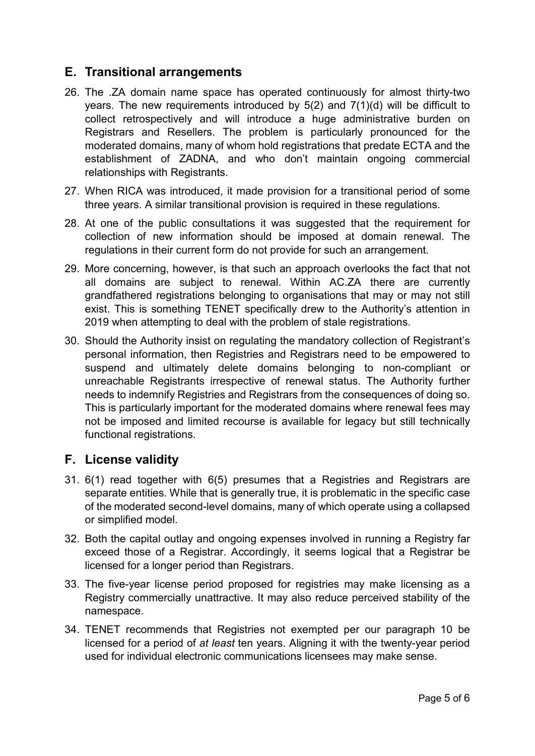## E. Transitional arrangements

26. The .ZA domain name space has operated continuously for almost thirty-two years. The new requirements introduced by 5(2) and 7(1)(d) will be difficult to collect retrospectively and will introduce a huge administrative burden on Registrars and Resellers. The problem is particularly pronounced for the moderated domains, many of whom hold registrations that predate ECTA and the establishment of ZADNA, and who don't maintain ongoing commercial relationships with Registrants.

27. When RICA was introduced, it made provision for a transitional period of some three years. A similar transitional provision is required in these regulations.

28. At one of the public consultations it was suggested that the requirement for collection of new information should be imposed at domain renewal. The regulations in their current form do not provide for such an arrangement.

29. More concerning, however, is that such an approach overlooks the fact that not all domains are subject to renewal. Within AC.ZA there are currently grandfathered registrations belonging to organisations that may or may not still exist. This is something TENET specifically drew to the Authority's attention in 2019 when attempting to deal with the problem of stale registrations.

30. Should the Authority insist on regulating the mandatory collection of Registrant's personal information, then Registries and Registrars need to be empowered to suspend and ultimately delete domains belonging to non-compliant or unreachable Registrants irrespective of renewal status. The Authority further needs to indemnify Registries and Registrars from the consequences of doing so. This is particularly important for the moderated domains where renewal fees may not be imposed and limited recourse is available for legacy but still technically functional registrations.

## F. License validity

31. 6(1) read together with 6(5) presumes that a Registries and Registrars are separate entities. While that is generally true, it is problematic in the specific case of the moderated second-level domains, many of which operate using a collapsed or simplified model.

32. Both the capital outlay and ongoing expenses involved in running a Registry far exceed those of a Registrar. Accordingly, it seems logical that a Registrar be licensed for a longer period than Registrars.

33. The five-year license period proposed for registries may make licensing as a Registry commercially unattractive. It may also reduce perceived stability of the namespace.

34. TENET recommends that Registries not exempted per our paragraph 10 be licensed for a period of *at least* ten years. Aligning it with the twenty-year period used for individual electronic communications licensees may make sense.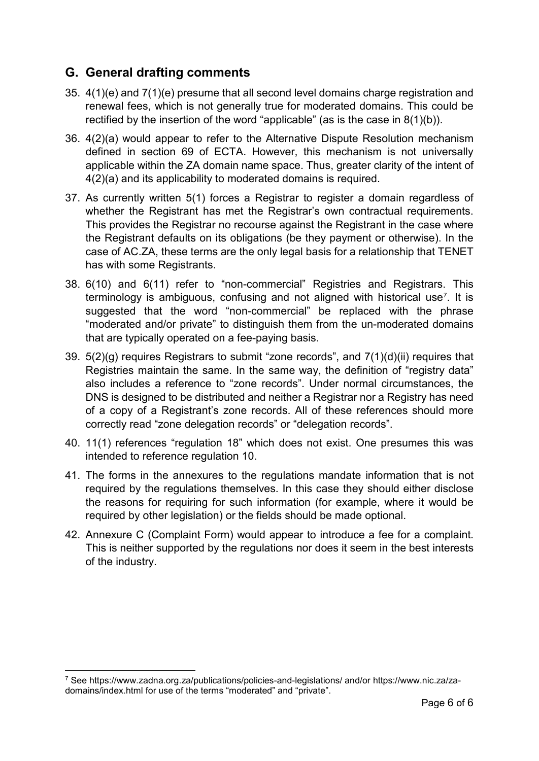## G. General drafting comments

35. 4(1)(e) and 7(1)(e) presume that all second level domains charge registration and renewal fees, which is not generally true for moderated domains. This could be rectified by the insertion of the word "applicable" (as is the case in 8(1)(b)).

36. 4(2)(a) would appear to refer to the Alternative Dispute Resolution mechanism defined in section 69 of ECTA. However, this mechanism is not universally applicable within the ZA domain name space. Thus, greater clarity of the intent of 4(2)(a) and its applicability to moderated domains is required.

37. As currently written 5(1) forces a Registrar to register a domain regardless of whether the Registrant has met the Registrar's own contractual requirements. This provides the Registrar no recourse against the Registrant in the case where the Registrant defaults on its obligations (be they payment or otherwise). In the case of AC.ZA, these terms are the only legal basis for a relationship that TENET has with some Registrants.

38. 6(10) and 6(11) refer to "non-commercial" Registries and Registrars. This terminology is ambiguous, confusing and not aligned with historical use[7]. It is suggested that the word "non-commercial" be replaced with the phrase "moderated and/or private" to distinguish them from the un-moderated domains that are typically operated on a fee-paying basis.

39. 5(2)(g) requires Registrars to submit "zone records", and 7(1)(d)(ii) requires that Registries maintain the same. In the same way, the definition of "registry data" also includes a reference to "zone records". Under normal circumstances, the DNS is designed to be distributed and neither a Registrar nor a Registry has need of a copy of a Registrant's zone records. All of these references should more correctly read "zone delegation records" or "delegation records".

40. 11(1) references "regulation 18" which does not exist. One presumes this was intended to reference regulation 10.

41. The forms in the annexures to the regulations mandate information that is not required by the regulations themselves. In this case they should either disclose the reasons for requiring for such information (for example, where it would be required by other legislation) or the fields should be made optional.

42. Annexure C (Complaint Form) would appear to introduce a fee for a complaint. This is neither supported by the regulations nor does it seem in the best interests of the industry.

---

[7] See https://www.zadna.org.za/publications/policies-and-legislations/ and/or https://www.nic.za/za-domains/index.html for use of the terms "moderated" and "private".